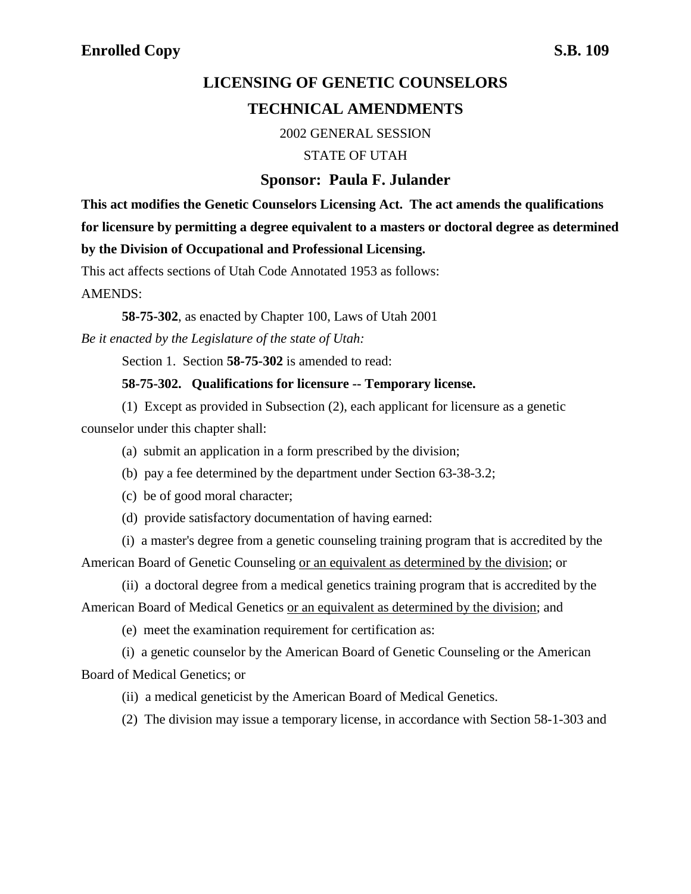**Enrolled Copy** **S.B. 109**

# LICENSING OF GENETIC COUNSELORS TECHNICAL AMENDMENTS

2002 GENERAL SESSION

STATE OF UTAH

## Sponsor: Paula F. Julander

**This act modifies the Genetic Counselors Licensing Act. The act amends the qualifications for licensure by permitting a degree equivalent to a masters or doctoral degree as determined by the Division of Occupational and Professional Licensing.**

This act affects sections of Utah Code Annotated 1953 as follows:

AMENDS:

**58-75-302**, as enacted by Chapter 100, Laws of Utah 2001

*Be it enacted by the Legislature of the state of Utah:*

Section 1. Section **58-75-302** is amended to read:

**58-75-302. Qualifications for licensure -- Temporary license.**

(1) Except as provided in Subsection (2), each applicant for licensure as a genetic counselor under this chapter shall:

(a) submit an application in a form prescribed by the division;

(b) pay a fee determined by the department under Section 63-38-3.2;

(c) be of good moral character;

(d) provide satisfactory documentation of having earned:

(i) a master's degree from a genetic counseling training program that is accredited by the American Board of Genetic Counseling <u>or an equivalent as determined by the division</u>; or

(ii) a doctoral degree from a medical genetics training program that is accredited by the American Board of Medical Genetics <u>or an equivalent as determined by the division</u>; and

(e) meet the examination requirement for certification as:

(i) a genetic counselor by the American Board of Genetic Counseling or the American Board of Medical Genetics; or

(ii) a medical geneticist by the American Board of Medical Genetics.

(2) The division may issue a temporary license, in accordance with Section 58-1-303 and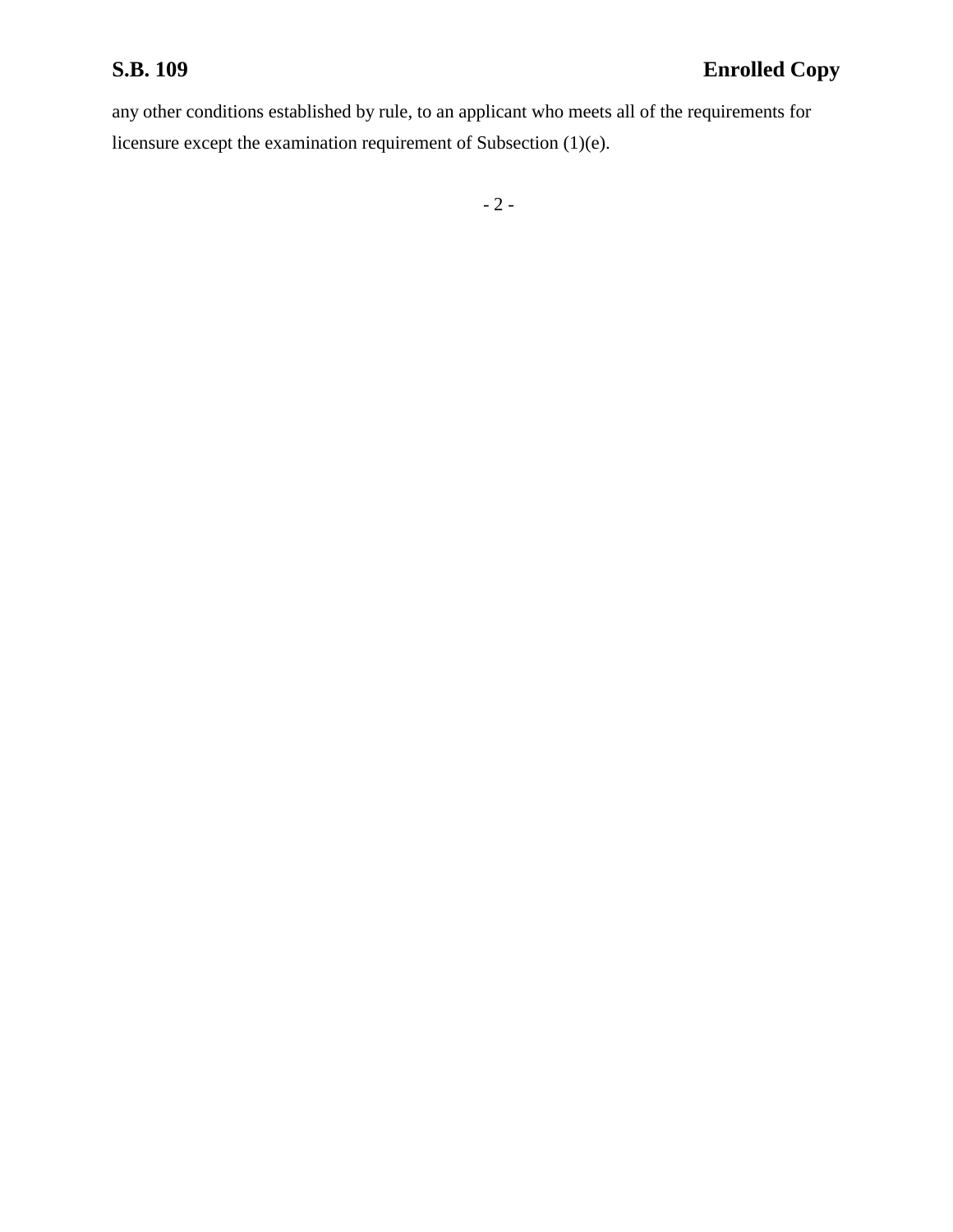any other conditions established by rule, to an applicant who meets all of the requirements for licensure except the examination requirement of Subsection (1)(e).